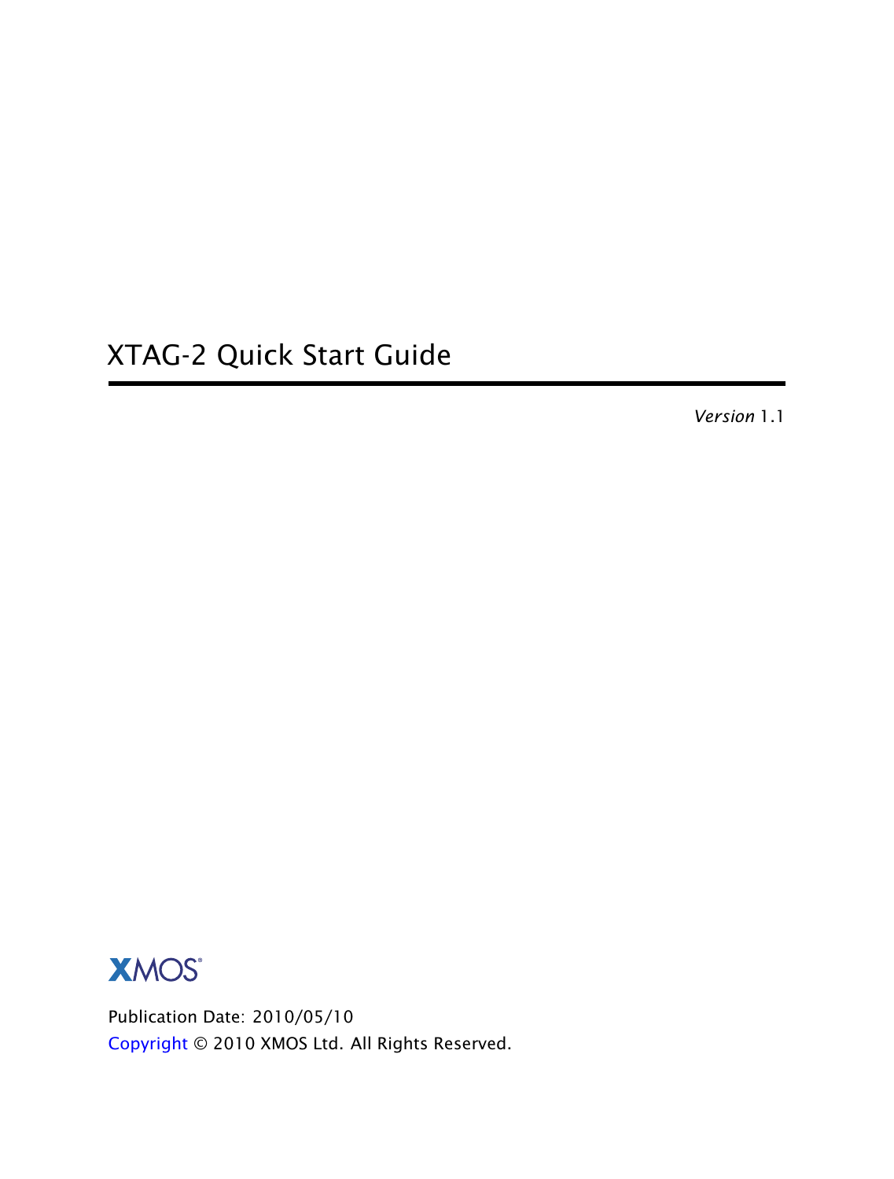# XTAG-2 Quick Start Guide

*Version* 1.1

XMOS

Publication Date: 2010/05/10

Copyright © 2010 XMOS Ltd. All Rights Reserved.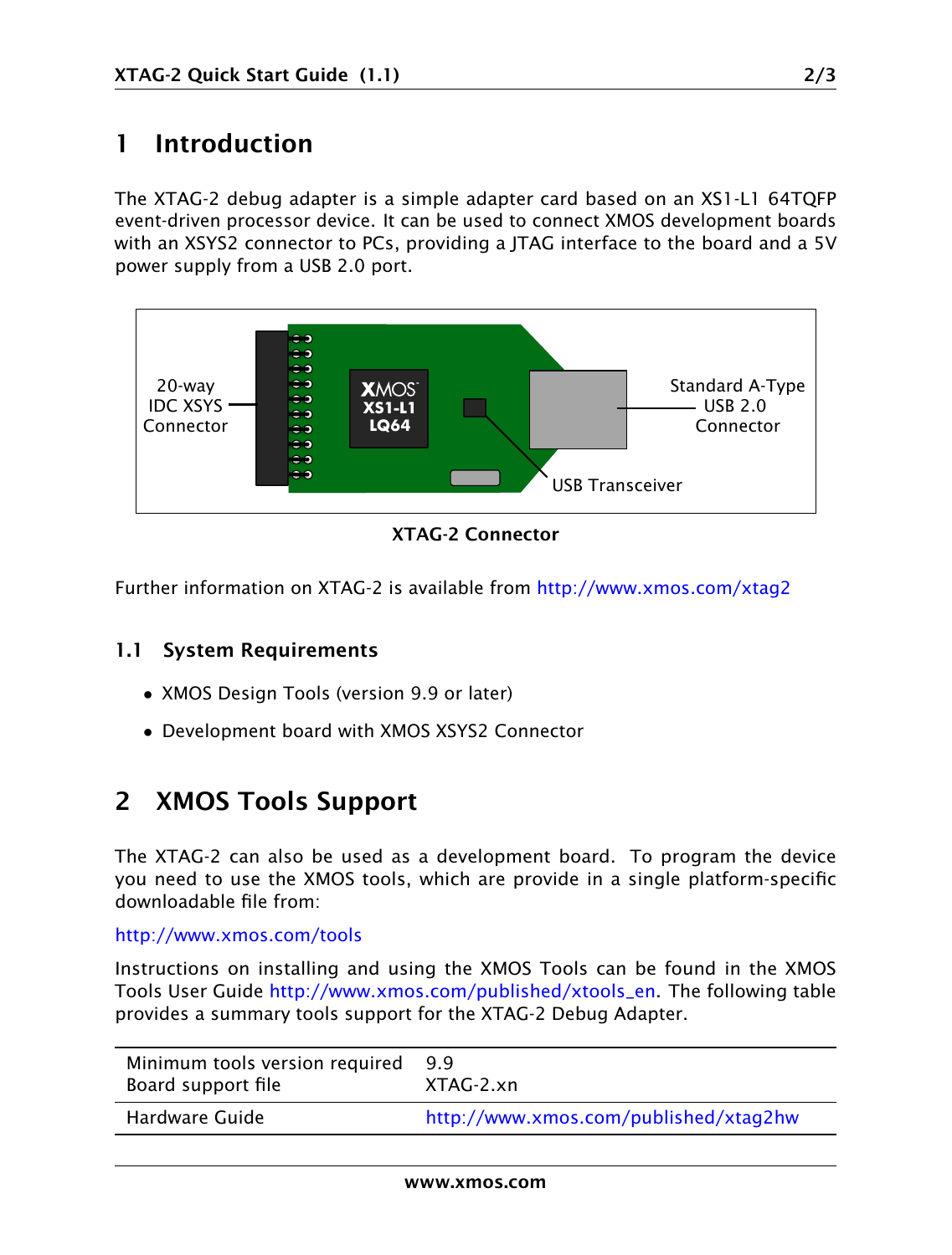# 1 Introduction

The XTAG-2 debug adapter is a simple adapter card based on an XS1-L1 64TQFP event-driven processor device. It can be used to connect XMOS development boards with an XSYS2 connector to PCs, providing a JTAG interface to the board and a 5V power supply from a USB 2.0 port.

20-way
IDC XSYS
Connector

XMOS
XS1-L1
LQ64

Standard A-Type
USB 2.0
Connector

USB Transceiver

**XTAG-2 Connector**

Further information on XTAG-2 is available from http://www.xmos.com/xtag2

## 1.1 System Requirements

- XMOS Design Tools (version 9.9 or later)
- Development board with XMOS XSYS2 Connector

# 2 XMOS Tools Support

The XTAG-2 can also be used as a development board. To program the device you need to use the XMOS tools, which are provide in a single platform-specific downloadable file from:

http://www.xmos.com/tools

Instructions on installing and using the XMOS Tools can be found in the XMOS Tools User Guide http://www.xmos.com/published/xtools_en. The following table provides a summary tools support for the XTAG-2 Debug Adapter.

| | |
|---|---|
| Minimum tools version required | 9.9 |
| Board support file | XTAG-2.xn |
| Hardware Guide | http://www.xmos.com/published/xtag2hw |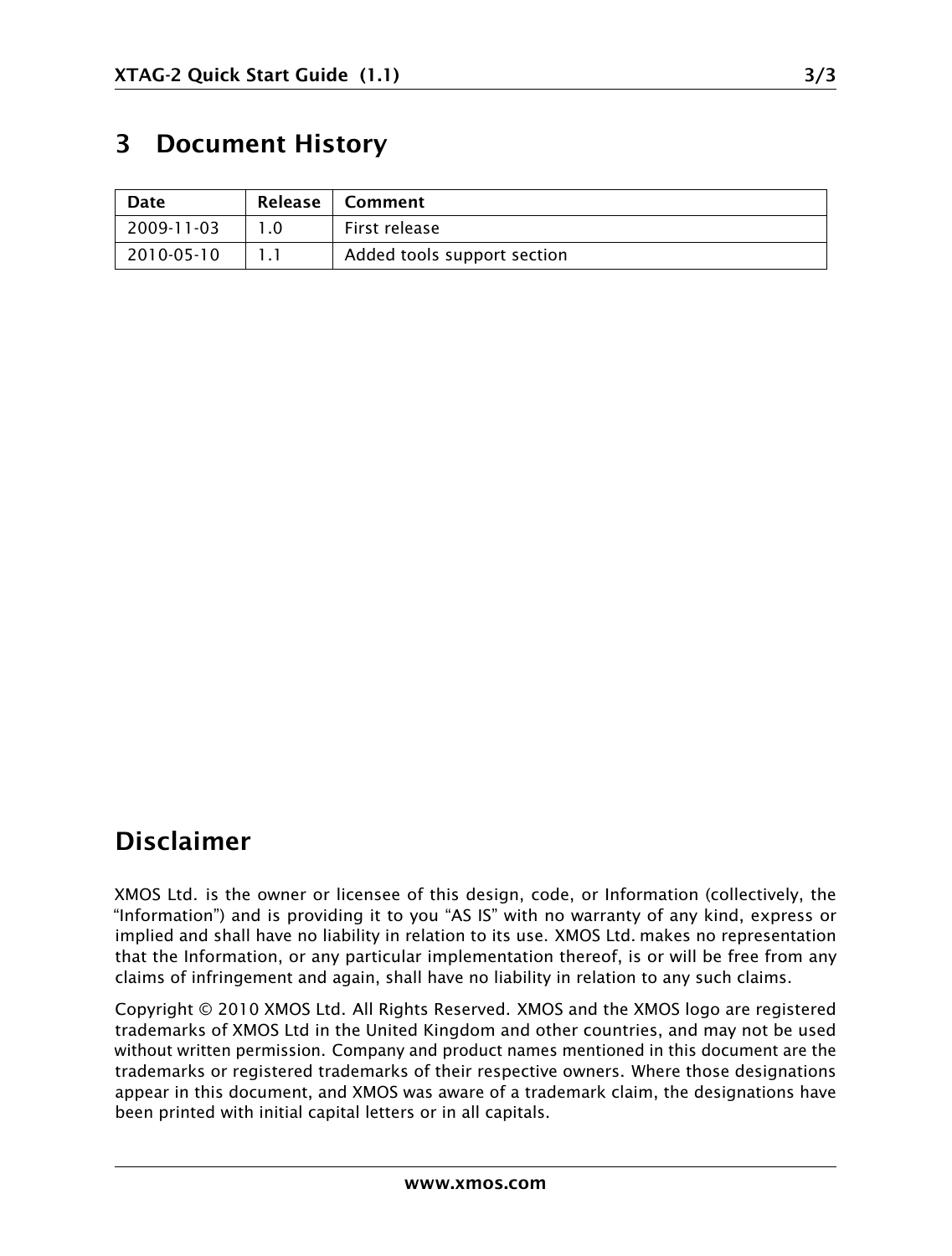## 3 Document History

| Date | Release | Comment |
|---|---|---|
| 2009-11-03 | 1.0 | First release |
| 2010-05-10 | 1.1 | Added tools support section |

## Disclaimer

XMOS Ltd. is the owner or licensee of this design, code, or Information (collectively, the "Information") and is providing it to you "AS IS" with no warranty of any kind, express or implied and shall have no liability in relation to its use. XMOS Ltd. makes no representation that the Information, or any particular implementation thereof, is or will be free from any claims of infringement and again, shall have no liability in relation to any such claims.

Copyright © 2010 XMOS Ltd. All Rights Reserved. XMOS and the XMOS logo are registered trademarks of XMOS Ltd in the United Kingdom and other countries, and may not be used without written permission. Company and product names mentioned in this document are the trademarks or registered trademarks of their respective owners. Where those designations appear in this document, and XMOS was aware of a trademark claim, the designations have been printed with initial capital letters or in all capitals.